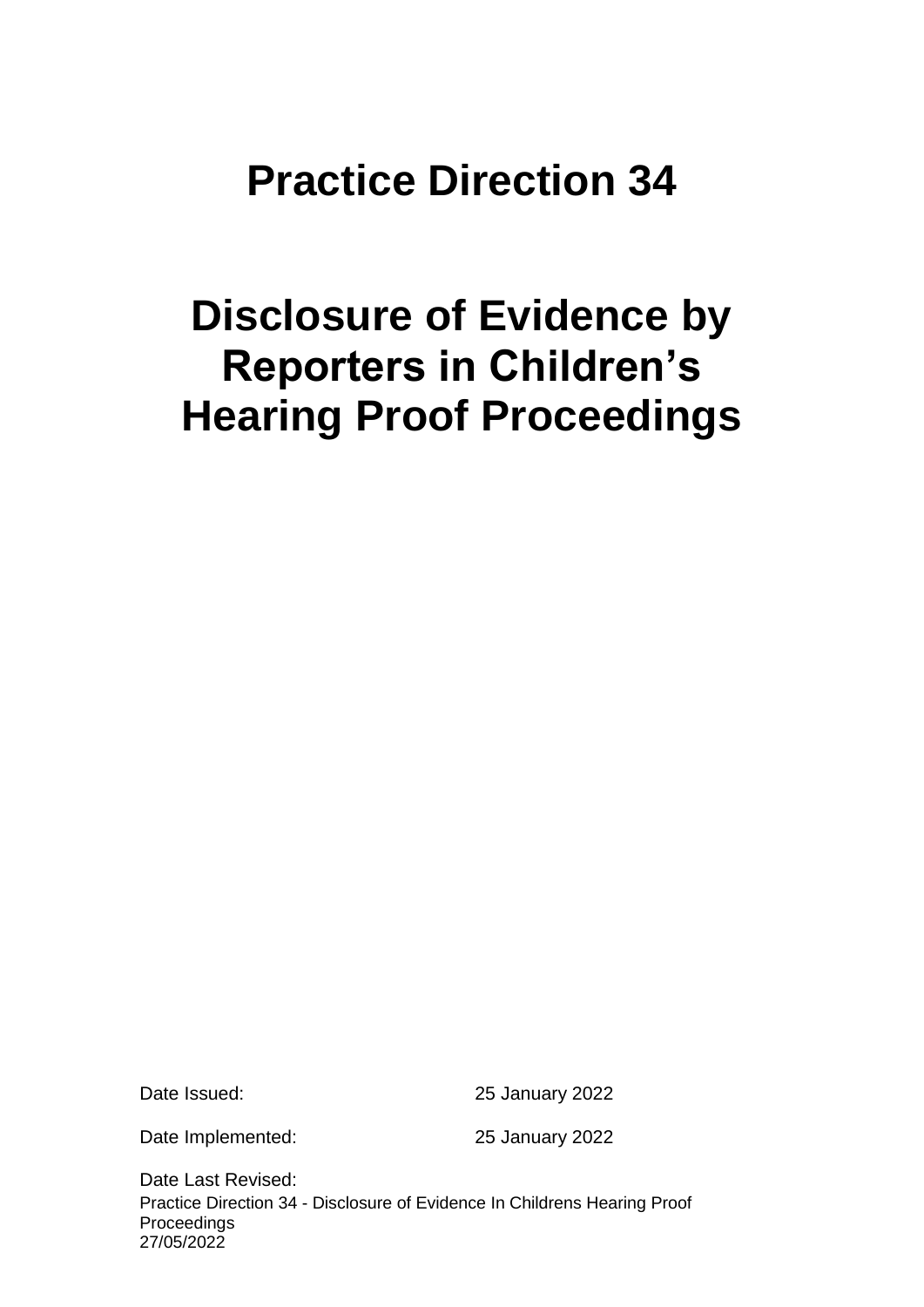# Practice Direction 34

# Disclosure of Evidence by Reporters in Children's Hearing Proof Proceedings

Date Issued: 25 January 2022

Date Implemented: 25 January 2022

Date Last Revised: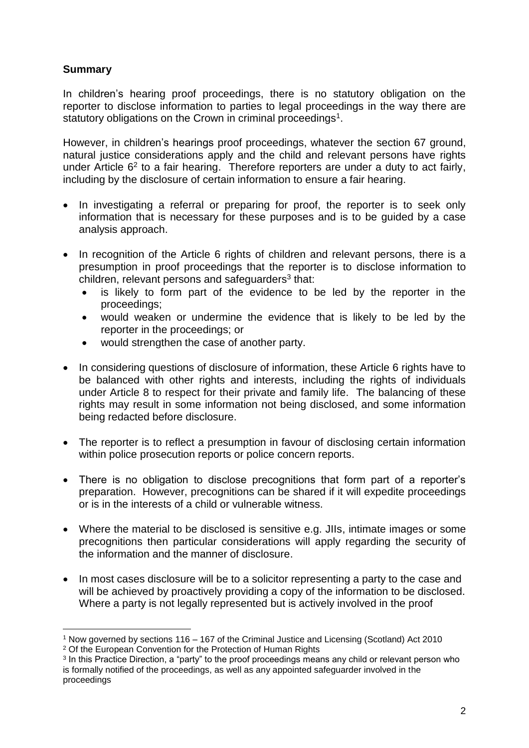## Summary

In children's hearing proof proceedings, there is no statutory obligation on the reporter to disclose information to parties to legal proceedings in the way there are statutory obligations on the Crown in criminal proceedings[1].

However, in children's hearings proof proceedings, whatever the section 67 ground, natural justice considerations apply and the child and relevant persons have rights under Article 6[2] to a fair hearing. Therefore reporters are under a duty to act fairly, including by the disclosure of certain information to ensure a fair hearing.

- In investigating a referral or preparing for proof, the reporter is to seek only information that is necessary for these purposes and is to be guided by a case analysis approach.
- In recognition of the Article 6 rights of children and relevant persons, there is a presumption in proof proceedings that the reporter is to disclose information to children, relevant persons and safeguarders[3] that:
  - is likely to form part of the evidence to be led by the reporter in the proceedings;
  - would weaken or undermine the evidence that is likely to be led by the reporter in the proceedings; or
  - would strengthen the case of another party.
- In considering questions of disclosure of information, these Article 6 rights have to be balanced with other rights and interests, including the rights of individuals under Article 8 to respect for their private and family life. The balancing of these rights may result in some information not being disclosed, and some information being redacted before disclosure.
- The reporter is to reflect a presumption in favour of disclosing certain information within police prosecution reports or police concern reports.
- There is no obligation to disclose precognitions that form part of a reporter's preparation. However, precognitions can be shared if it will expedite proceedings or is in the interests of a child or vulnerable witness.
- Where the material to be disclosed is sensitive e.g. JIIs, intimate images or some precognitions then particular considerations will apply regarding the security of the information and the manner of disclosure.
- In most cases disclosure will be to a solicitor representing a party to the case and will be achieved by proactively providing a copy of the information to be disclosed. Where a party is not legally represented but is actively involved in the proof

---

[1] Now governed by sections 116 – 167 of the Criminal Justice and Licensing (Scotland) Act 2010

[2] Of the European Convention for the Protection of Human Rights

[3] In this Practice Direction, a "party" to the proof proceedings means any child or relevant person who is formally notified of the proceedings, as well as any appointed safeguarder involved in the proceedings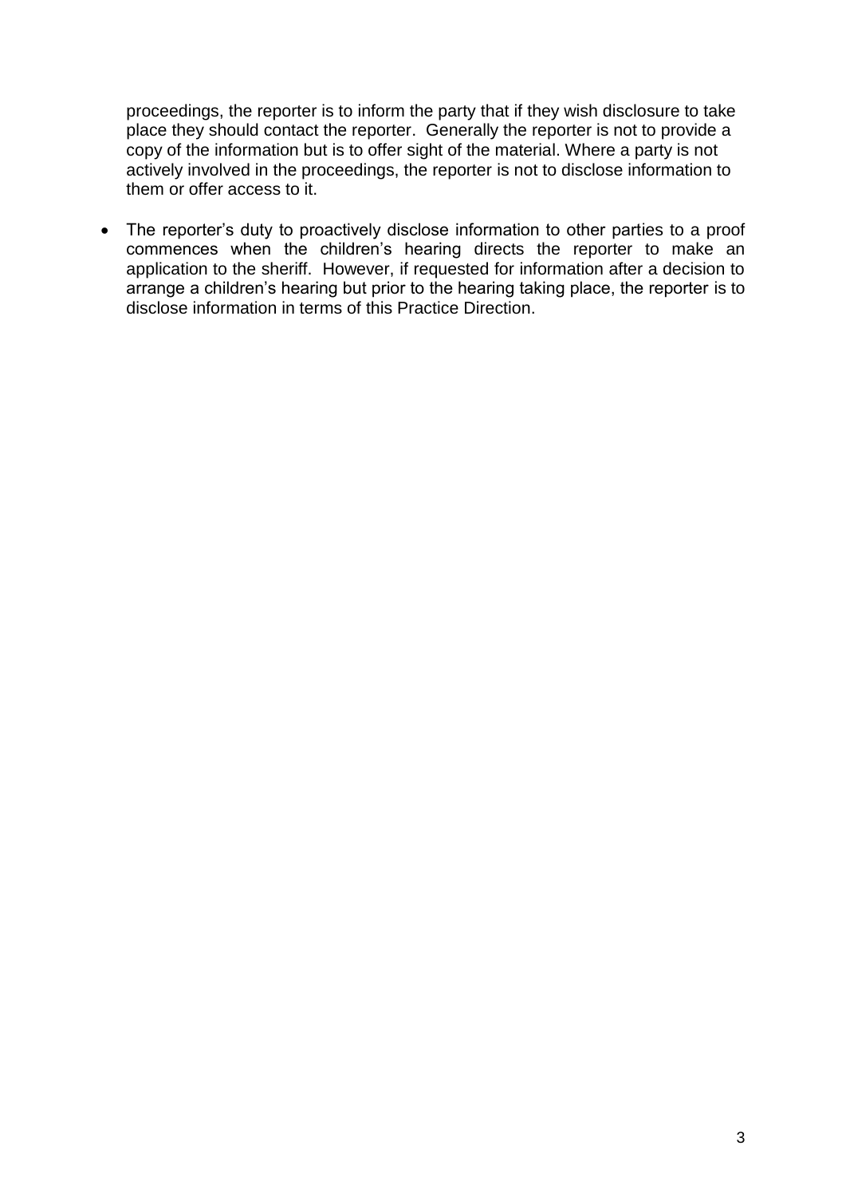proceedings, the reporter is to inform the party that if they wish disclosure to take place they should contact the reporter. Generally the reporter is not to provide a copy of the information but is to offer sight of the material. Where a party is not actively involved in the proceedings, the reporter is not to disclose information to them or offer access to it.

- The reporter's duty to proactively disclose information to other parties to a proof commences when the children's hearing directs the reporter to make an application to the sheriff. However, if requested for information after a decision to arrange a children's hearing but prior to the hearing taking place, the reporter is to disclose information in terms of this Practice Direction.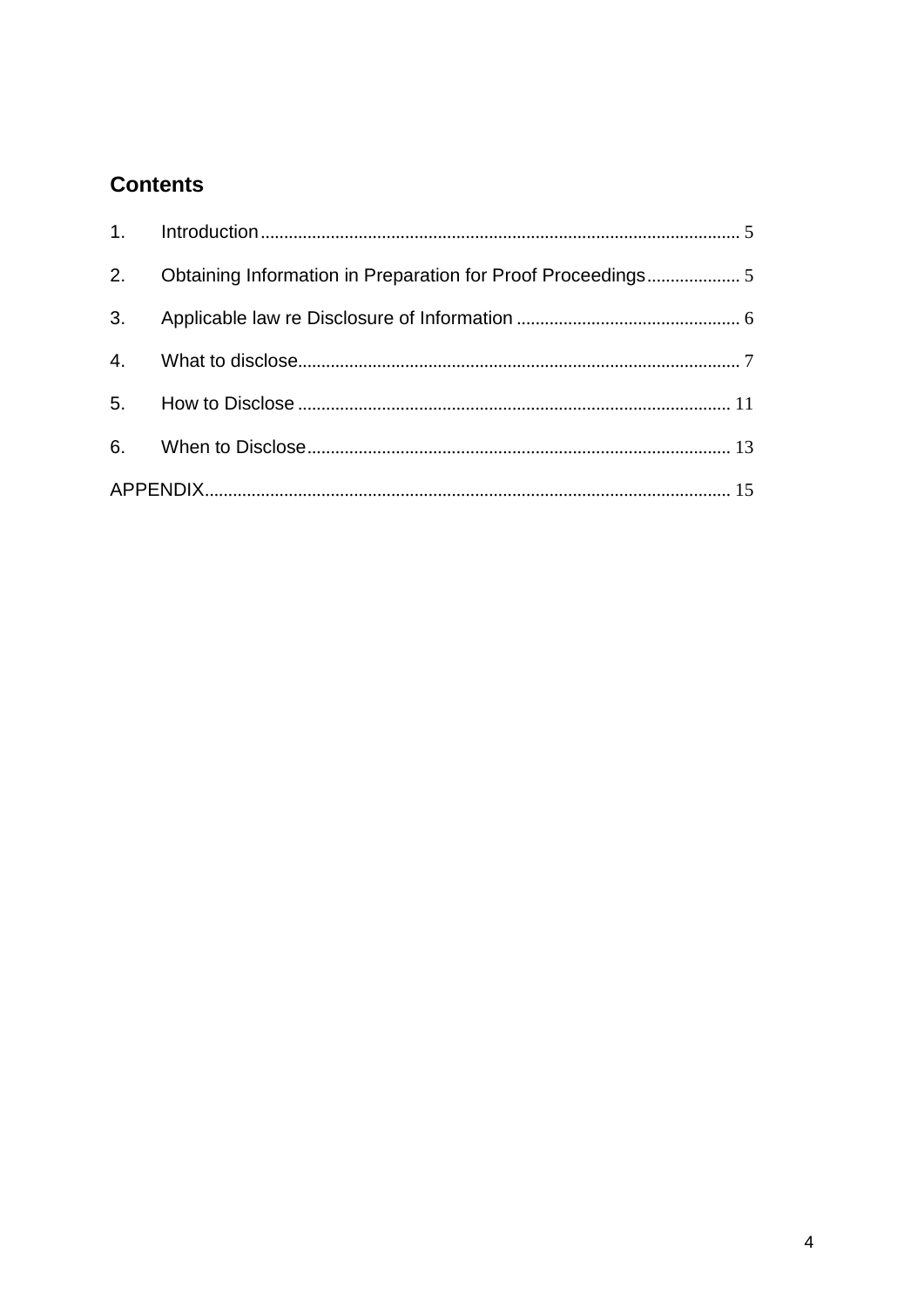## Contents

1. Introduction ........ 5
2. Obtaining Information in Preparation for Proof Proceedings ........ 5
3. Applicable law re Disclosure of Information ........ 6
4. What to disclose ........ 7
5. How to Disclose ........ 11
6. When to Disclose ........ 13

APPENDIX ........ 15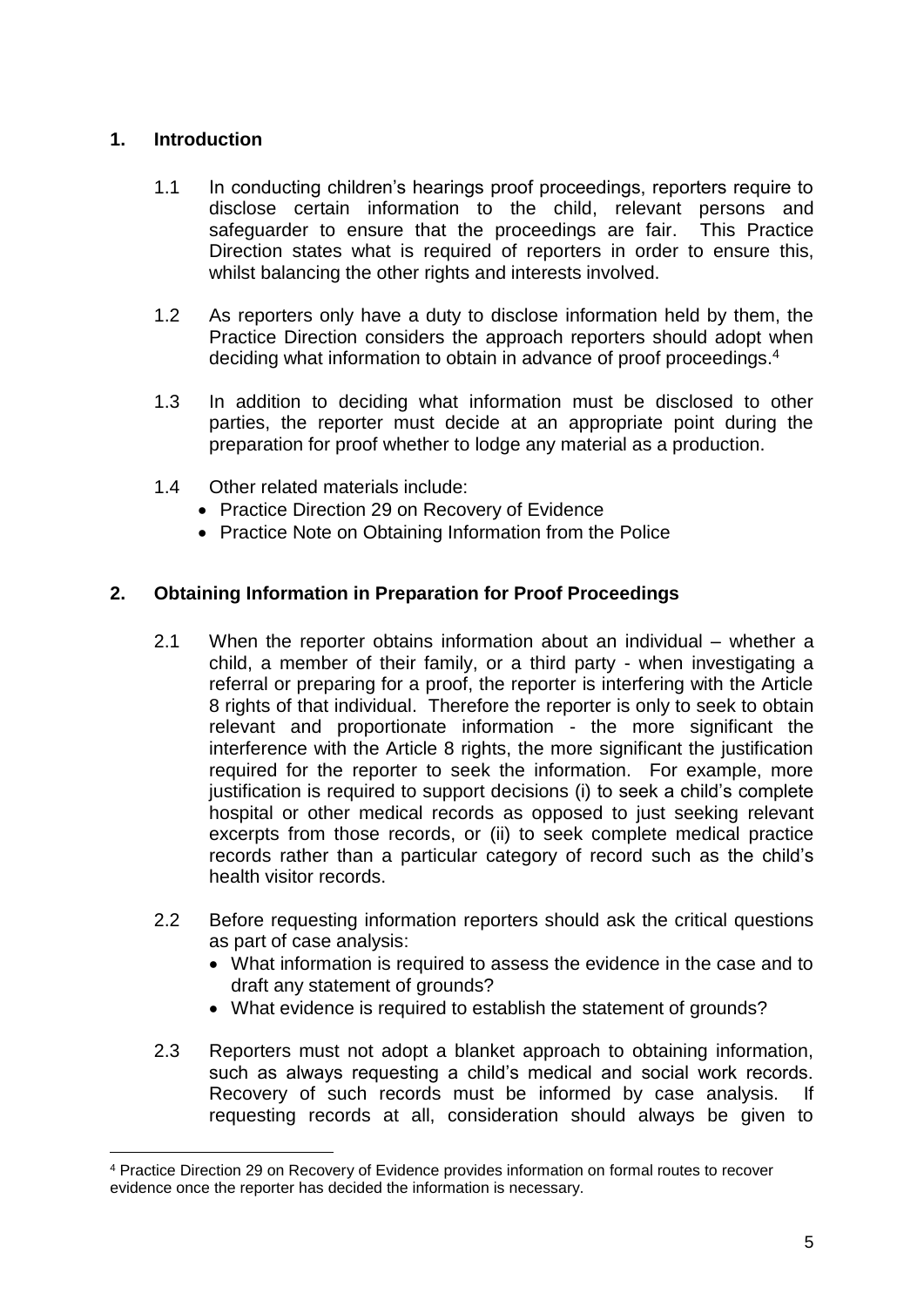## 1. Introduction

1.1 In conducting children's hearings proof proceedings, reporters require to disclose certain information to the child, relevant persons and safeguarder to ensure that the proceedings are fair. This Practice Direction states what is required of reporters in order to ensure this, whilst balancing the other rights and interests involved.

1.2 As reporters only have a duty to disclose information held by them, the Practice Direction considers the approach reporters should adopt when deciding what information to obtain in advance of proof proceedings.[4]

1.3 In addition to deciding what information must be disclosed to other parties, the reporter must decide at an appropriate point during the preparation for proof whether to lodge any material as a production.

1.4 Other related materials include:

- Practice Direction 29 on Recovery of Evidence
- Practice Note on Obtaining Information from the Police

## 2. Obtaining Information in Preparation for Proof Proceedings

2.1 When the reporter obtains information about an individual – whether a child, a member of their family, or a third party - when investigating a referral or preparing for a proof, the reporter is interfering with the Article 8 rights of that individual. Therefore the reporter is only to seek to obtain relevant and proportionate information - the more significant the interference with the Article 8 rights, the more significant the justification required for the reporter to seek the information. For example, more justification is required to support decisions (i) to seek a child's complete hospital or other medical records as opposed to just seeking relevant excerpts from those records, or (ii) to seek complete medical practice records rather than a particular category of record such as the child's health visitor records.

2.2 Before requesting information reporters should ask the critical questions as part of case analysis:

- What information is required to assess the evidence in the case and to draft any statement of grounds?
- What evidence is required to establish the statement of grounds?

2.3 Reporters must not adopt a blanket approach to obtaining information, such as always requesting a child's medical and social work records. Recovery of such records must be informed by case analysis. If requesting records at all, consideration should always be given to

---

[4] Practice Direction 29 on Recovery of Evidence provides information on formal routes to recover evidence once the reporter has decided the information is necessary.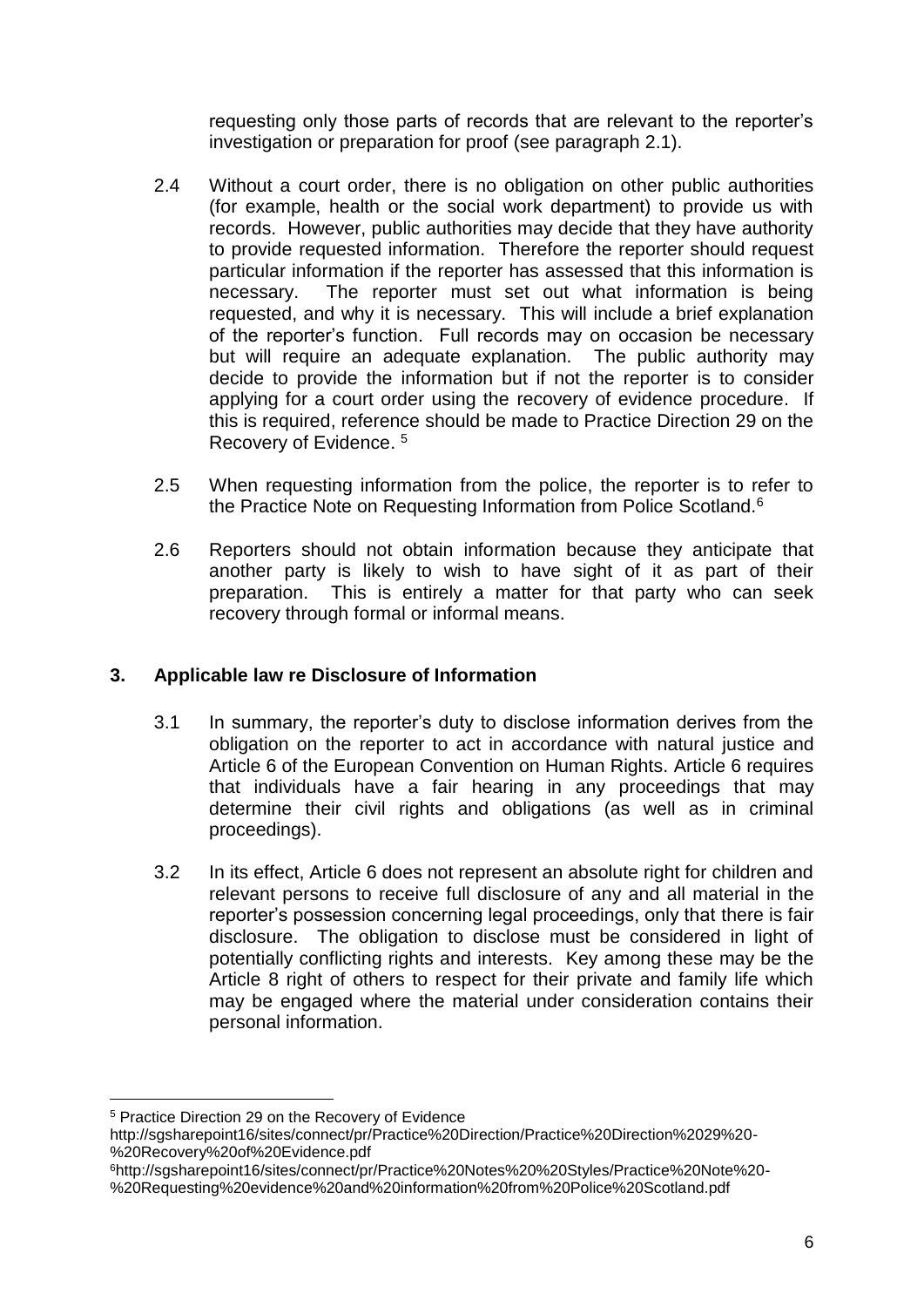requesting only those parts of records that are relevant to the reporter's investigation or preparation for proof (see paragraph 2.1).

2.4 Without a court order, there is no obligation on other public authorities (for example, health or the social work department) to provide us with records. However, public authorities may decide that they have authority to provide requested information. Therefore the reporter should request particular information if the reporter has assessed that this information is necessary. The reporter must set out what information is being requested, and why it is necessary. This will include a brief explanation of the reporter's function. Full records may on occasion be necessary but will require an adequate explanation. The public authority may decide to provide the information but if not the reporter is to consider applying for a court order using the recovery of evidence procedure. If this is required, reference should be made to Practice Direction 29 on the Recovery of Evidence. [5]

2.5 When requesting information from the police, the reporter is to refer to the Practice Note on Requesting Information from Police Scotland.[6]

2.6 Reporters should not obtain information because they anticipate that another party is likely to wish to have sight of it as part of their preparation. This is entirely a matter for that party who can seek recovery through formal or informal means.

## 3. Applicable law re Disclosure of Information

3.1 In summary, the reporter's duty to disclose information derives from the obligation on the reporter to act in accordance with natural justice and Article 6 of the European Convention on Human Rights. Article 6 requires that individuals have a fair hearing in any proceedings that may determine their civil rights and obligations (as well as in criminal proceedings).

3.2 In its effect, Article 6 does not represent an absolute right for children and relevant persons to receive full disclosure of any and all material in the reporter's possession concerning legal proceedings, only that there is fair disclosure. The obligation to disclose must be considered in light of potentially conflicting rights and interests. Key among these may be the Article 8 right of others to respect for their private and family life which may be engaged where the material under consideration contains their personal information.

---

[5] Practice Direction 29 on the Recovery of Evidence
http://sgsharepoint16/sites/connect/pr/Practice%20Direction/Practice%20Direction%2029%20-%20Recovery%20of%20Evidence.pdf

[6] http://sgsharepoint16/sites/connect/pr/Practice%20Notes%20%20Styles/Practice%20Note%20-%20Requesting%20evidence%20and%20information%20from%20Police%20Scotland.pdf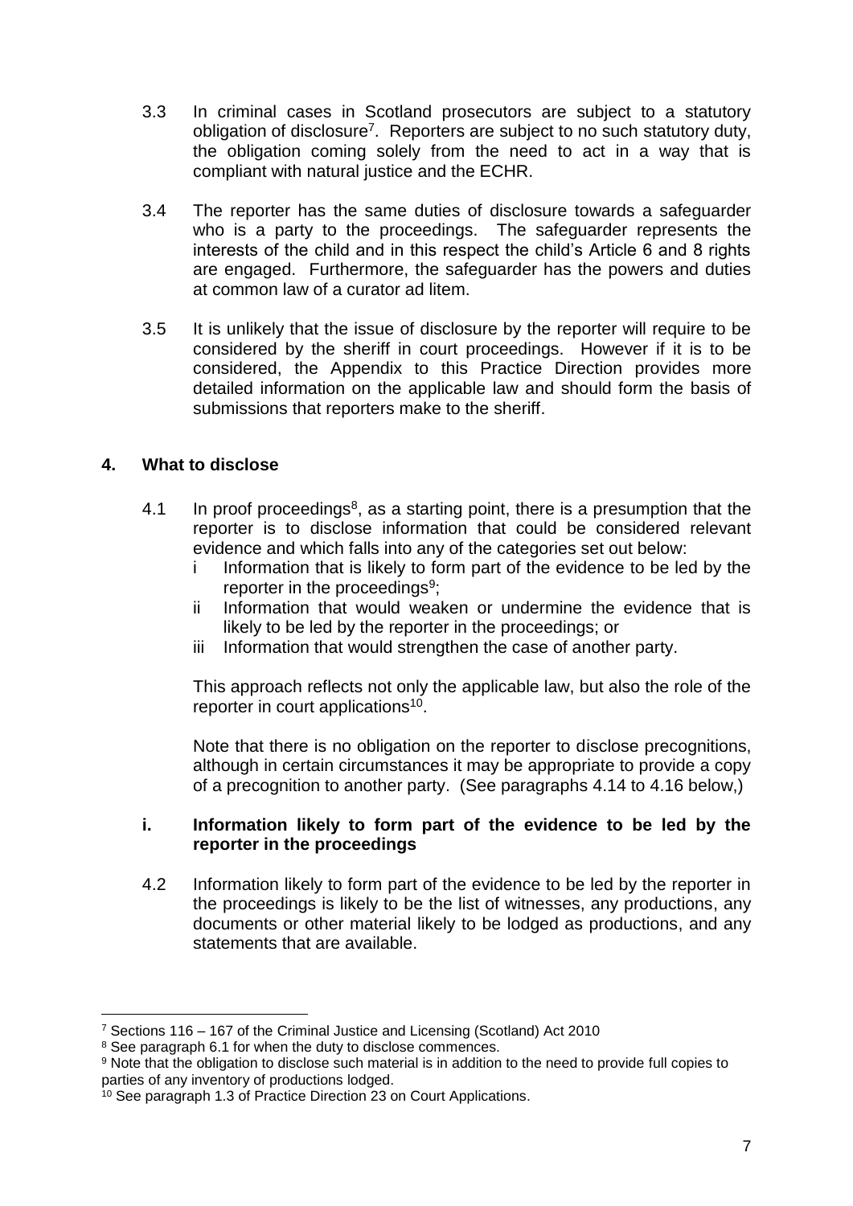3.3 In criminal cases in Scotland prosecutors are subject to a statutory obligation of disclosure[7]. Reporters are subject to no such statutory duty, the obligation coming solely from the need to act in a way that is compliant with natural justice and the ECHR.

3.4 The reporter has the same duties of disclosure towards a safeguarder who is a party to the proceedings. The safeguarder represents the interests of the child and in this respect the child's Article 6 and 8 rights are engaged. Furthermore, the safeguarder has the powers and duties at common law of a curator ad litem.

3.5 It is unlikely that the issue of disclosure by the reporter will require to be considered by the sheriff in court proceedings. However if it is to be considered, the Appendix to this Practice Direction provides more detailed information on the applicable law and should form the basis of submissions that reporters make to the sheriff.

## 4. What to disclose

4.1 In proof proceedings[8], as a starting point, there is a presumption that the reporter is to disclose information that could be considered relevant evidence and which falls into any of the categories set out below:

- i Information that is likely to form part of the evidence to be led by the reporter in the proceedings[9];
- ii Information that would weaken or undermine the evidence that is likely to be led by the reporter in the proceedings; or
- iii Information that would strengthen the case of another party.

This approach reflects not only the applicable law, but also the role of the reporter in court applications[10].

Note that there is no obligation on the reporter to disclose precognitions, although in certain circumstances it may be appropriate to provide a copy of a precognition to another party. (See paragraphs 4.14 to 4.16 below,)

### i. Information likely to form part of the evidence to be led by the reporter in the proceedings

4.2 Information likely to form part of the evidence to be led by the reporter in the proceedings is likely to be the list of witnesses, any productions, any documents or other material likely to be lodged as productions, and any statements that are available.

---

[7] Sections 116 – 167 of the Criminal Justice and Licensing (Scotland) Act 2010

[8] See paragraph 6.1 for when the duty to disclose commences.

[9] Note that the obligation to disclose such material is in addition to the need to provide full copies to parties of any inventory of productions lodged.

[10] See paragraph 1.3 of Practice Direction 23 on Court Applications.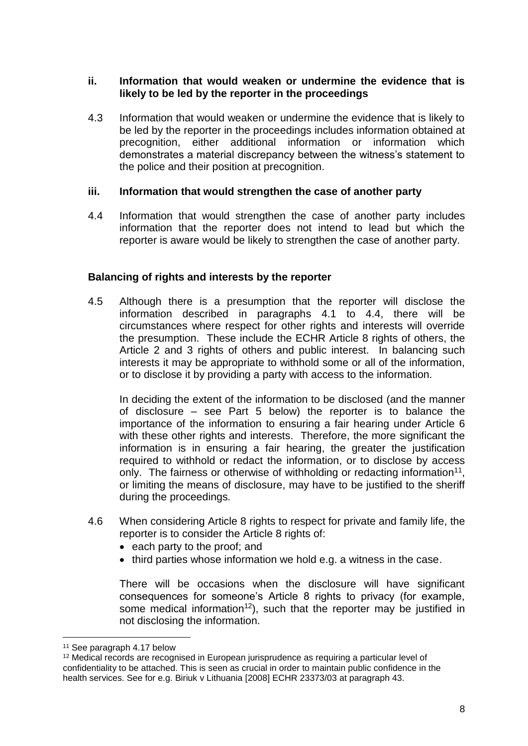### ii. Information that would weaken or undermine the evidence that is likely to be led by the reporter in the proceedings

4.3 Information that would weaken or undermine the evidence that is likely to be led by the reporter in the proceedings includes information obtained at precognition, either additional information or information which demonstrates a material discrepancy between the witness's statement to the police and their position at precognition.

### iii. Information that would strengthen the case of another party

4.4 Information that would strengthen the case of another party includes information that the reporter does not intend to lead but which the reporter is aware would be likely to strengthen the case of another party.

### Balancing of rights and interests by the reporter

4.5 Although there is a presumption that the reporter will disclose the information described in paragraphs 4.1 to 4.4, there will be circumstances where respect for other rights and interests will override the presumption. These include the ECHR Article 8 rights of others, the Article 2 and 3 rights of others and public interest. In balancing such interests it may be appropriate to withhold some or all of the information, or to disclose it by providing a party with access to the information.

In deciding the extent of the information to be disclosed (and the manner of disclosure – see Part 5 below) the reporter is to balance the importance of the information to ensuring a fair hearing under Article 6 with these other rights and interests. Therefore, the more significant the information is in ensuring a fair hearing, the greater the justification required to withhold or redact the information, or to disclose by access only. The fairness or otherwise of withholding or redacting information[11], or limiting the means of disclosure, may have to be justified to the sheriff during the proceedings.

4.6 When considering Article 8 rights to respect for private and family life, the reporter is to consider the Article 8 rights of:

- each party to the proof; and
- third parties whose information we hold e.g. a witness in the case.

There will be occasions when the disclosure will have significant consequences for someone's Article 8 rights to privacy (for example, some medical information[12]), such that the reporter may be justified in not disclosing the information.

---

[11] See paragraph 4.17 below

[12] Medical records are recognised in European jurisprudence as requiring a particular level of confidentiality to be attached. This is seen as crucial in order to maintain public confidence in the health services. See for e.g. Biriuk v Lithuania [2008] ECHR 23373/03 at paragraph 43.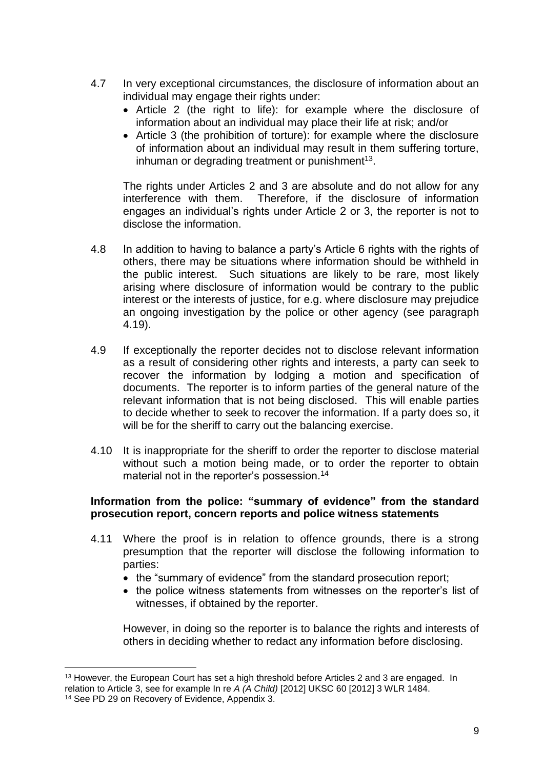4.7 In very exceptional circumstances, the disclosure of information about an individual may engage their rights under:

- Article 2 (the right to life): for example where the disclosure of information about an individual may place their life at risk; and/or
- Article 3 (the prohibition of torture): for example where the disclosure of information about an individual may result in them suffering torture, inhuman or degrading treatment or punishment[13].

The rights under Articles 2 and 3 are absolute and do not allow for any interference with them. Therefore, if the disclosure of information engages an individual's rights under Article 2 or 3, the reporter is not to disclose the information.

4.8 In addition to having to balance a party's Article 6 rights with the rights of others, there may be situations where information should be withheld in the public interest. Such situations are likely to be rare, most likely arising where disclosure of information would be contrary to the public interest or the interests of justice, for e.g. where disclosure may prejudice an ongoing investigation by the police or other agency (see paragraph 4.19).

4.9 If exceptionally the reporter decides not to disclose relevant information as a result of considering other rights and interests, a party can seek to recover the information by lodging a motion and specification of documents. The reporter is to inform parties of the general nature of the relevant information that is not being disclosed. This will enable parties to decide whether to seek to recover the information. If a party does so, it will be for the sheriff to carry out the balancing exercise.

4.10 It is inappropriate for the sheriff to order the reporter to disclose material without such a motion being made, or to order the reporter to obtain material not in the reporter's possession.[14]

**Information from the police: "summary of evidence" from the standard prosecution report, concern reports and police witness statements**

4.11 Where the proof is in relation to offence grounds, there is a strong presumption that the reporter will disclose the following information to parties:

- the "summary of evidence" from the standard prosecution report;
- the police witness statements from witnesses on the reporter's list of witnesses, if obtained by the reporter.

However, in doing so the reporter is to balance the rights and interests of others in deciding whether to redact any information before disclosing.

---

[13] However, the European Court has set a high threshold before Articles 2 and 3 are engaged. In relation to Article 3, see for example In re *A (A Child)* [2012] UKSC 60 [2012] 3 WLR 1484.

[14] See PD 29 on Recovery of Evidence, Appendix 3.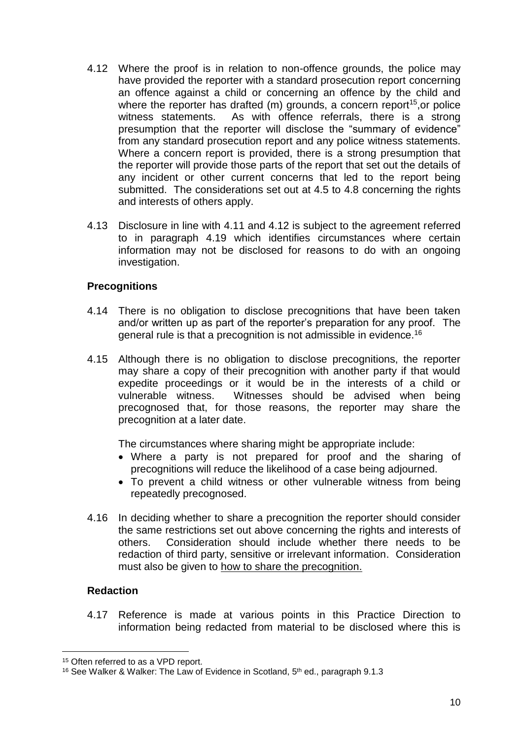4.12 Where the proof is in relation to non-offence grounds, the police may have provided the reporter with a standard prosecution report concerning an offence against a child or concerning an offence by the child and where the reporter has drafted (m) grounds, a concern report[15], or police witness statements. As with offence referrals, there is a strong presumption that the reporter will disclose the "summary of evidence" from any standard prosecution report and any police witness statements. Where a concern report is provided, there is a strong presumption that the reporter will provide those parts of the report that set out the details of any incident or other current concerns that led to the report being submitted. The considerations set out at 4.5 to 4.8 concerning the rights and interests of others apply.

4.13 Disclosure in line with 4.11 and 4.12 is subject to the agreement referred to in paragraph 4.19 which identifies circumstances where certain information may not be disclosed for reasons to do with an ongoing investigation.

## Precognitions

4.14 There is no obligation to disclose precognitions that have been taken and/or written up as part of the reporter's preparation for any proof. The general rule is that a precognition is not admissible in evidence.[16]

4.15 Although there is no obligation to disclose precognitions, the reporter may share a copy of their precognition with another party if that would expedite proceedings or it would be in the interests of a child or vulnerable witness. Witnesses should be advised when being precognosed that, for those reasons, the reporter may share the precognition at a later date.

The circumstances where sharing might be appropriate include:

- Where a party is not prepared for proof and the sharing of precognitions will reduce the likelihood of a case being adjourned.
- To prevent a child witness or other vulnerable witness from being repeatedly precognosed.

4.16 In deciding whether to share a precognition the reporter should consider the same restrictions set out above concerning the rights and interests of others. Consideration should include whether there needs to be redaction of third party, sensitive or irrelevant information. Consideration must also be given to how to share the precognition.

## Redaction

4.17 Reference is made at various points in this Practice Direction to information being redacted from material to be disclosed where this is

---

[15] Often referred to as a VPD report.

[16] See Walker & Walker: The Law of Evidence in Scotland, 5th ed., paragraph 9.1.3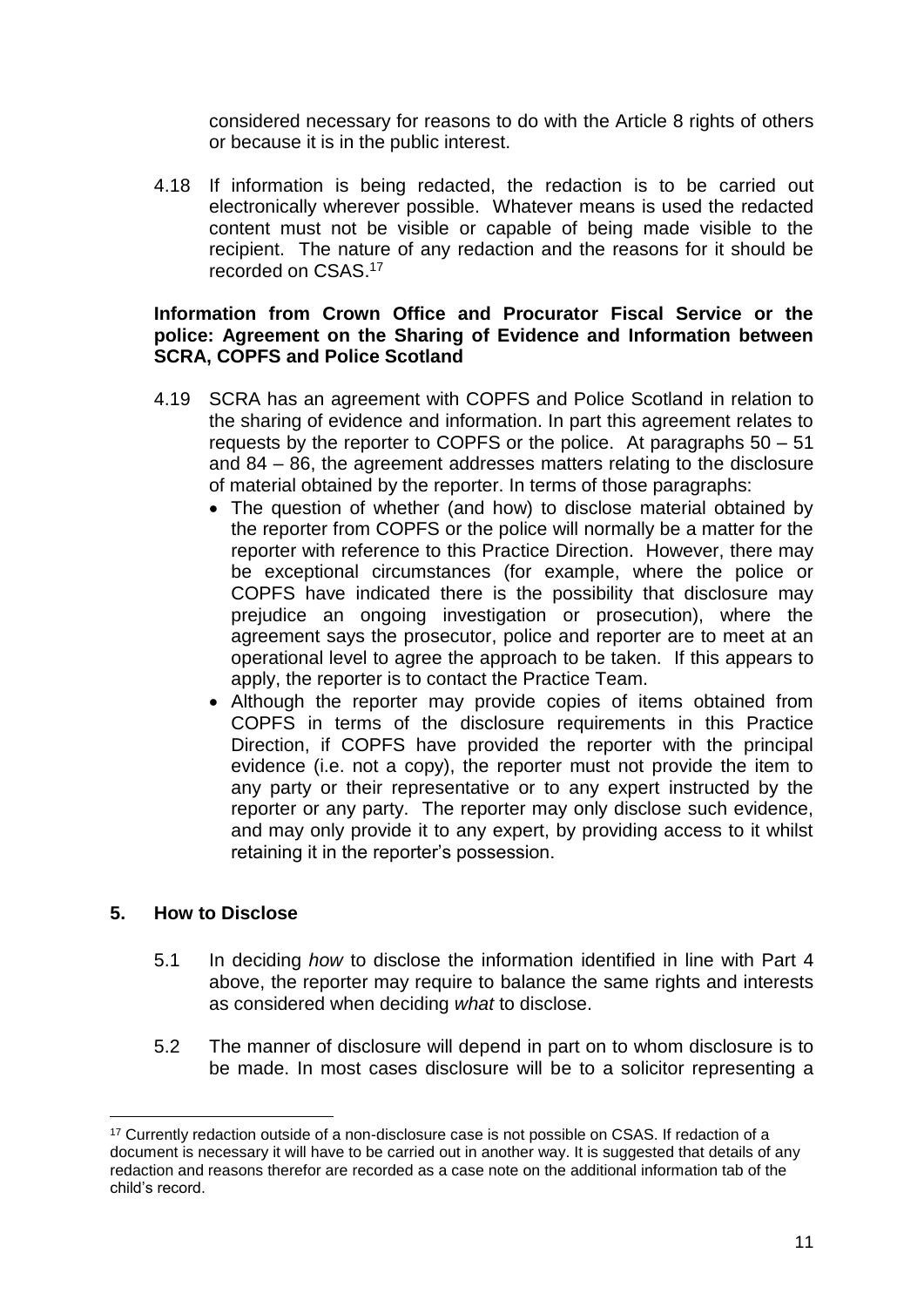considered necessary for reasons to do with the Article 8 rights of others or because it is in the public interest.

4.18 If information is being redacted, the redaction is to be carried out electronically wherever possible. Whatever means is used the redacted content must not be visible or capable of being made visible to the recipient. The nature of any redaction and the reasons for it should be recorded on CSAS.[17]

**Information from Crown Office and Procurator Fiscal Service or the police: Agreement on the Sharing of Evidence and Information between SCRA, COPFS and Police Scotland**

4.19 SCRA has an agreement with COPFS and Police Scotland in relation to the sharing of evidence and information. In part this agreement relates to requests by the reporter to COPFS or the police. At paragraphs 50 – 51 and 84 – 86, the agreement addresses matters relating to the disclosure of material obtained by the reporter. In terms of those paragraphs:

- The question of whether (and how) to disclose material obtained by the reporter from COPFS or the police will normally be a matter for the reporter with reference to this Practice Direction. However, there may be exceptional circumstances (for example, where the police or COPFS have indicated there is the possibility that disclosure may prejudice an ongoing investigation or prosecution), where the agreement says the prosecutor, police and reporter are to meet at an operational level to agree the approach to be taken. If this appears to apply, the reporter is to contact the Practice Team.
- Although the reporter may provide copies of items obtained from COPFS in terms of the disclosure requirements in this Practice Direction, if COPFS have provided the reporter with the principal evidence (i.e. not a copy), the reporter must not provide the item to any party or their representative or to any expert instructed by the reporter or any party. The reporter may only disclose such evidence, and may only provide it to any expert, by providing access to it whilst retaining it in the reporter's possession.

## 5. How to Disclose

5.1 In deciding *how* to disclose the information identified in line with Part 4 above, the reporter may require to balance the same rights and interests as considered when deciding *what* to disclose.

5.2 The manner of disclosure will depend in part on to whom disclosure is to be made. In most cases disclosure will be to a solicitor representing a

---

[17] Currently redaction outside of a non-disclosure case is not possible on CSAS. If redaction of a document is necessary it will have to be carried out in another way. It is suggested that details of any redaction and reasons therefor are recorded as a case note on the additional information tab of the child's record.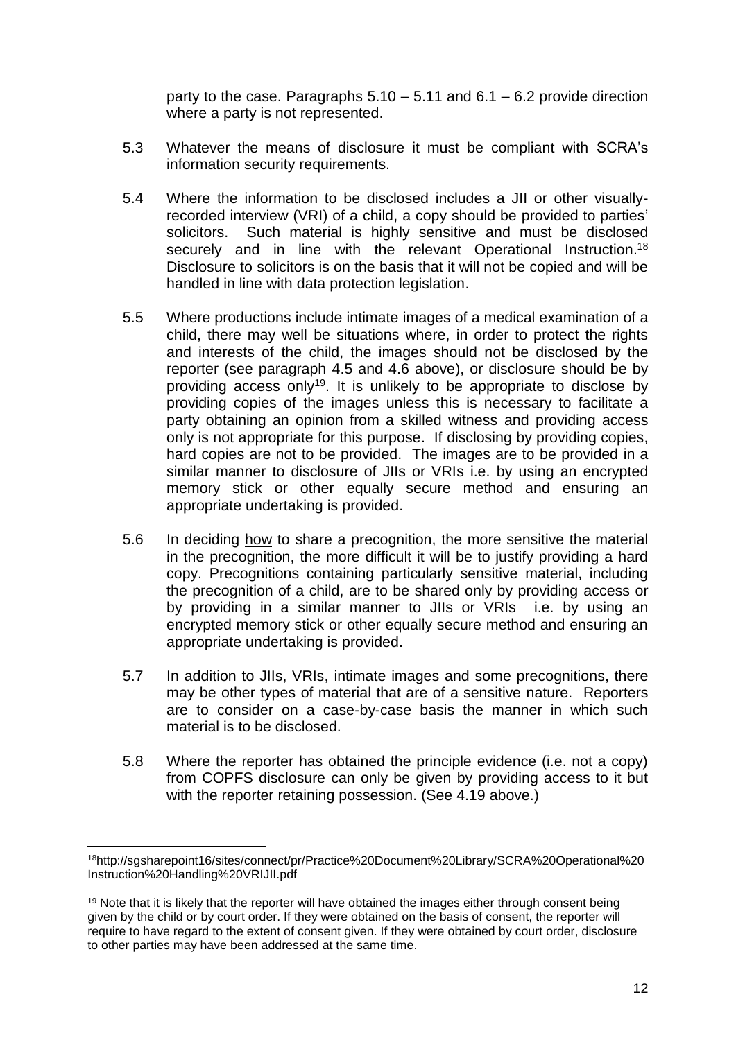party to the case. Paragraphs 5.10 – 5.11 and 6.1 – 6.2 provide direction where a party is not represented.

5.3 Whatever the means of disclosure it must be compliant with SCRA's information security requirements.

5.4 Where the information to be disclosed includes a JII or other visually-recorded interview (VRI) of a child, a copy should be provided to parties' solicitors. Such material is highly sensitive and must be disclosed securely and in line with the relevant Operational Instruction.[18] Disclosure to solicitors is on the basis that it will not be copied and will be handled in line with data protection legislation.

5.5 Where productions include intimate images of a medical examination of a child, there may well be situations where, in order to protect the rights and interests of the child, the images should not be disclosed by the reporter (see paragraph 4.5 and 4.6 above), or disclosure should be by providing access only[19]. It is unlikely to be appropriate to disclose by providing copies of the images unless this is necessary to facilitate a party obtaining an opinion from a skilled witness and providing access only is not appropriate for this purpose. If disclosing by providing copies, hard copies are not to be provided. The images are to be provided in a similar manner to disclosure of JIIs or VRIs i.e. by using an encrypted memory stick or other equally secure method and ensuring an appropriate undertaking is provided.

5.6 In deciding <u>how</u> to share a precognition, the more sensitive the material in the precognition, the more difficult it will be to justify providing a hard copy. Precognitions containing particularly sensitive material, including the precognition of a child, are to be shared only by providing access or by providing in a similar manner to JIIs or VRIs i.e. by using an encrypted memory stick or other equally secure method and ensuring an appropriate undertaking is provided.

5.7 In addition to JIIs, VRIs, intimate images and some precognitions, there may be other types of material that are of a sensitive nature. Reporters are to consider on a case-by-case basis the manner in which such material is to be disclosed.

5.8 Where the reporter has obtained the principle evidence (i.e. not a copy) from COPFS disclosure can only be given by providing access to it but with the reporter retaining possession. (See 4.19 above.)

---

[18] http://sgsharepoint16/sites/connect/pr/Practice%20Document%20Library/SCRA%20Operational%20Instruction%20Handling%20VRIJII.pdf

[19] Note that it is likely that the reporter will have obtained the images either through consent being given by the child or by court order. If they were obtained on the basis of consent, the reporter will require to have regard to the extent of consent given. If they were obtained by court order, disclosure to other parties may have been addressed at the same time.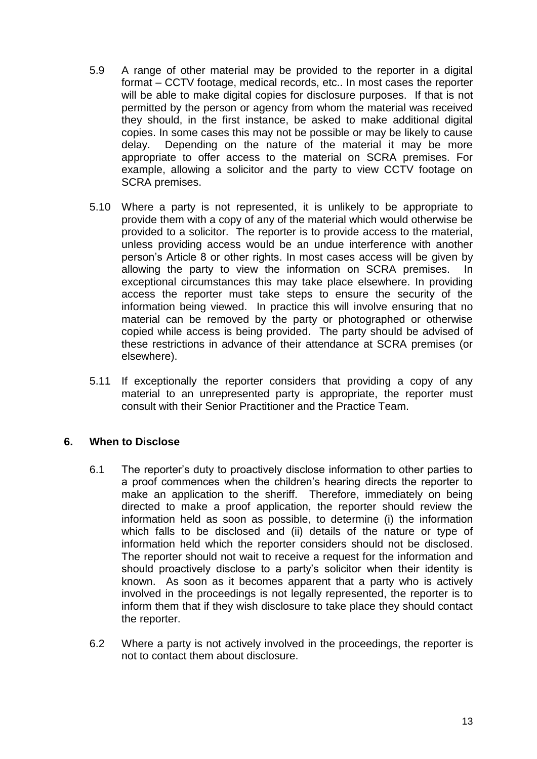5.9 A range of other material may be provided to the reporter in a digital format – CCTV footage, medical records, etc.. In most cases the reporter will be able to make digital copies for disclosure purposes. If that is not permitted by the person or agency from whom the material was received they should, in the first instance, be asked to make additional digital copies. In some cases this may not be possible or may be likely to cause delay. Depending on the nature of the material it may be more appropriate to offer access to the material on SCRA premises. For example, allowing a solicitor and the party to view CCTV footage on SCRA premises.

5.10 Where a party is not represented, it is unlikely to be appropriate to provide them with a copy of any of the material which would otherwise be provided to a solicitor. The reporter is to provide access to the material, unless providing access would be an undue interference with another person's Article 8 or other rights. In most cases access will be given by allowing the party to view the information on SCRA premises. In exceptional circumstances this may take place elsewhere. In providing access the reporter must take steps to ensure the security of the information being viewed. In practice this will involve ensuring that no material can be removed by the party or photographed or otherwise copied while access is being provided. The party should be advised of these restrictions in advance of their attendance at SCRA premises (or elsewhere).

5.11 If exceptionally the reporter considers that providing a copy of any material to an unrepresented party is appropriate, the reporter must consult with their Senior Practitioner and the Practice Team.

## 6. When to Disclose

6.1 The reporter's duty to proactively disclose information to other parties to a proof commences when the children's hearing directs the reporter to make an application to the sheriff. Therefore, immediately on being directed to make a proof application, the reporter should review the information held as soon as possible, to determine (i) the information which falls to be disclosed and (ii) details of the nature or type of information held which the reporter considers should not be disclosed. The reporter should not wait to receive a request for the information and should proactively disclose to a party's solicitor when their identity is known. As soon as it becomes apparent that a party who is actively involved in the proceedings is not legally represented, the reporter is to inform them that if they wish disclosure to take place they should contact the reporter.

6.2 Where a party is not actively involved in the proceedings, the reporter is not to contact them about disclosure.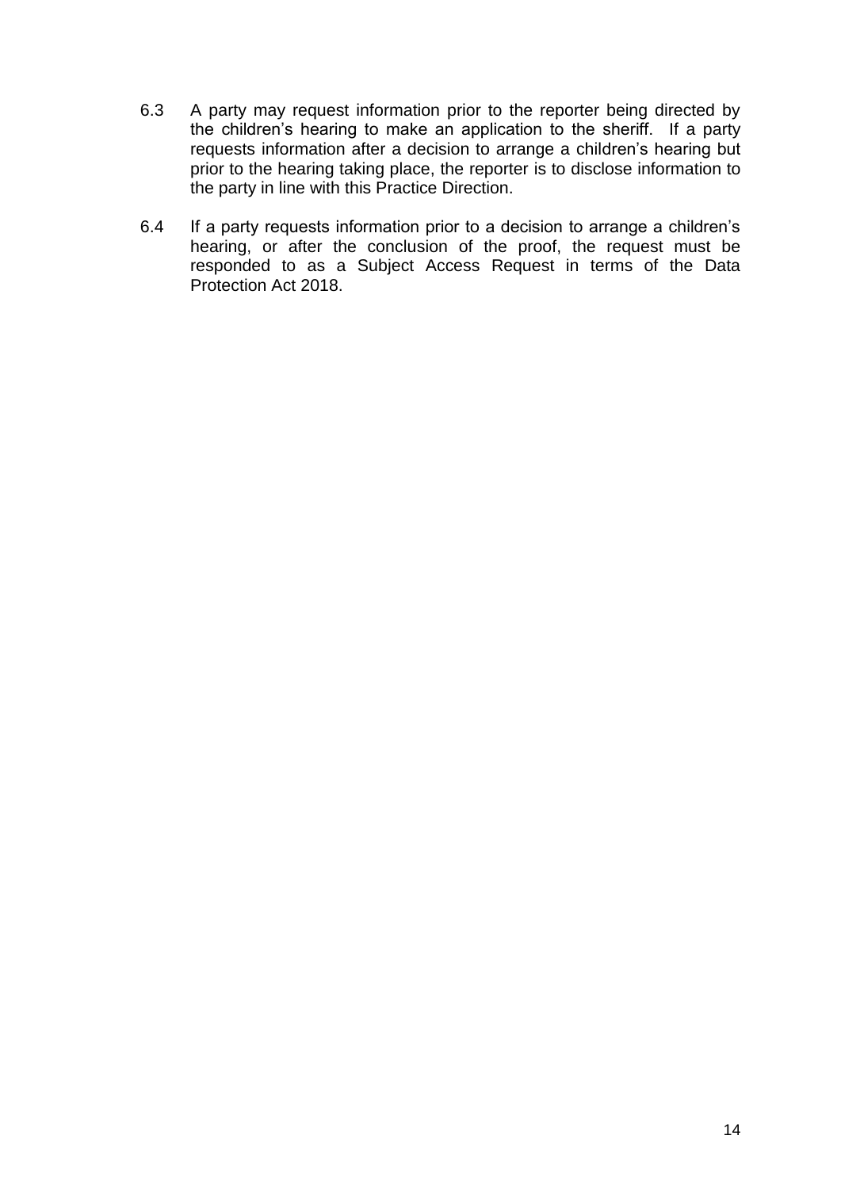6.3 A party may request information prior to the reporter being directed by the children's hearing to make an application to the sheriff. If a party requests information after a decision to arrange a children's hearing but prior to the hearing taking place, the reporter is to disclose information to the party in line with this Practice Direction.

6.4 If a party requests information prior to a decision to arrange a children's hearing, or after the conclusion of the proof, the request must be responded to as a Subject Access Request in terms of the Data Protection Act 2018.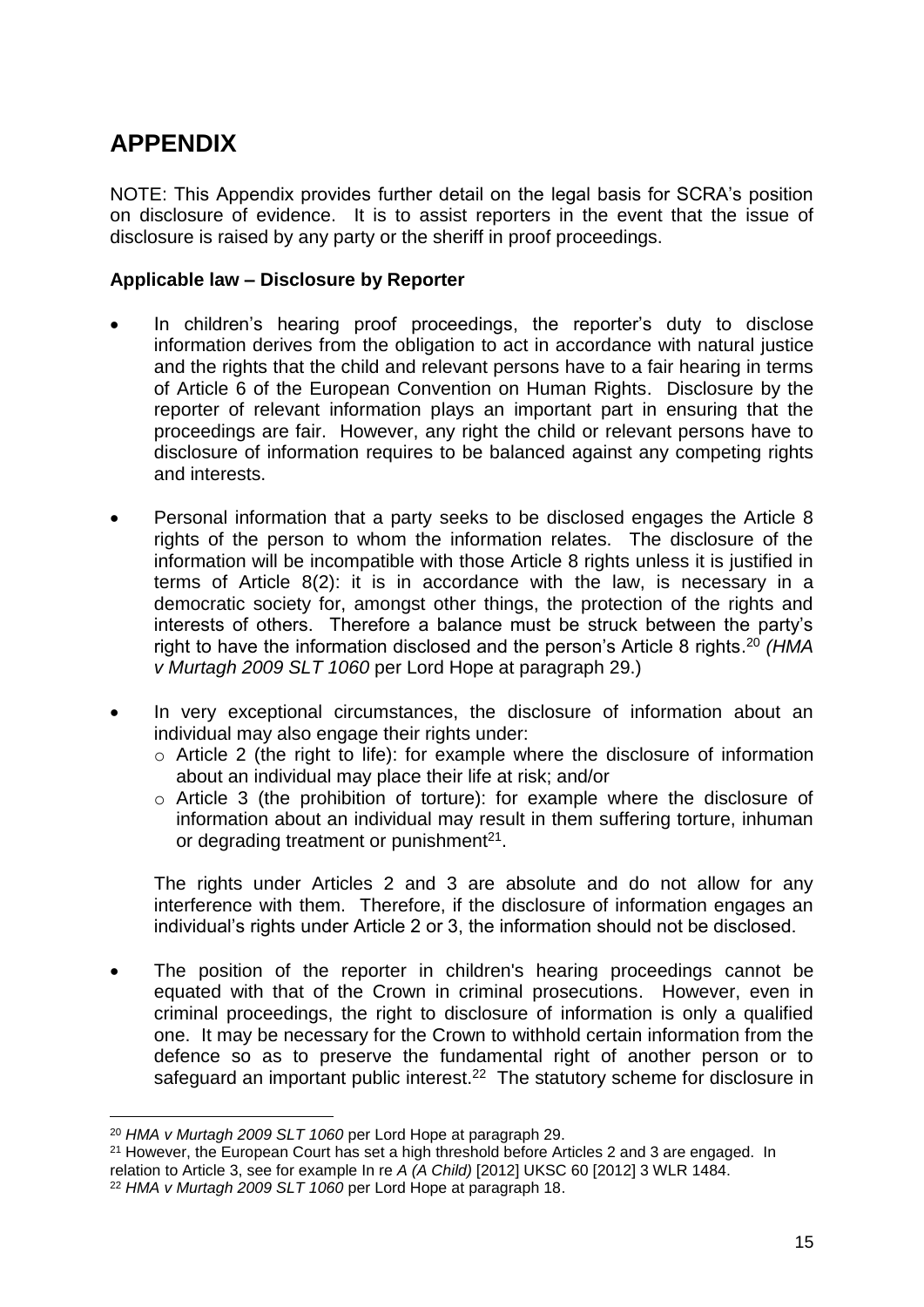# APPENDIX

NOTE: This Appendix provides further detail on the legal basis for SCRA's position on disclosure of evidence. It is to assist reporters in the event that the issue of disclosure is raised by any party or the sheriff in proof proceedings.

**Applicable law – Disclosure by Reporter**

- In children's hearing proof proceedings, the reporter's duty to disclose information derives from the obligation to act in accordance with natural justice and the rights that the child and relevant persons have to a fair hearing in terms of Article 6 of the European Convention on Human Rights. Disclosure by the reporter of relevant information plays an important part in ensuring that the proceedings are fair. However, any right the child or relevant persons have to disclosure of information requires to be balanced against any competing rights and interests.

- Personal information that a party seeks to be disclosed engages the Article 8 rights of the person to whom the information relates. The disclosure of the information will be incompatible with those Article 8 rights unless it is justified in terms of Article 8(2): it is in accordance with the law, is necessary in a democratic society for, amongst other things, the protection of the rights and interests of others. Therefore a balance must be struck between the party's right to have the information disclosed and the person's Article 8 rights.[20] *(HMA v Murtagh 2009 SLT 1060* per Lord Hope at paragraph 29.)

- In very exceptional circumstances, the disclosure of information about an individual may also engage their rights under:
  - Article 2 (the right to life): for example where the disclosure of information about an individual may place their life at risk; and/or
  - Article 3 (the prohibition of torture): for example where the disclosure of information about an individual may result in them suffering torture, inhuman or degrading treatment or punishment[21].

  The rights under Articles 2 and 3 are absolute and do not allow for any interference with them. Therefore, if the disclosure of information engages an individual's rights under Article 2 or 3, the information should not be disclosed.

- The position of the reporter in children's hearing proceedings cannot be equated with that of the Crown in criminal prosecutions. However, even in criminal proceedings, the right to disclosure of information is only a qualified one. It may be necessary for the Crown to withhold certain information from the defence so as to preserve the fundamental right of another person or to safeguard an important public interest.[22] The statutory scheme for disclosure in

---

[20] *HMA v Murtagh 2009 SLT 1060* per Lord Hope at paragraph 29.

[21] However, the European Court has set a high threshold before Articles 2 and 3 are engaged. In relation to Article 3, see for example In re *A (A Child)* [2012] UKSC 60 [2012] 3 WLR 1484.

[22] *HMA v Murtagh 2009 SLT 1060* per Lord Hope at paragraph 18.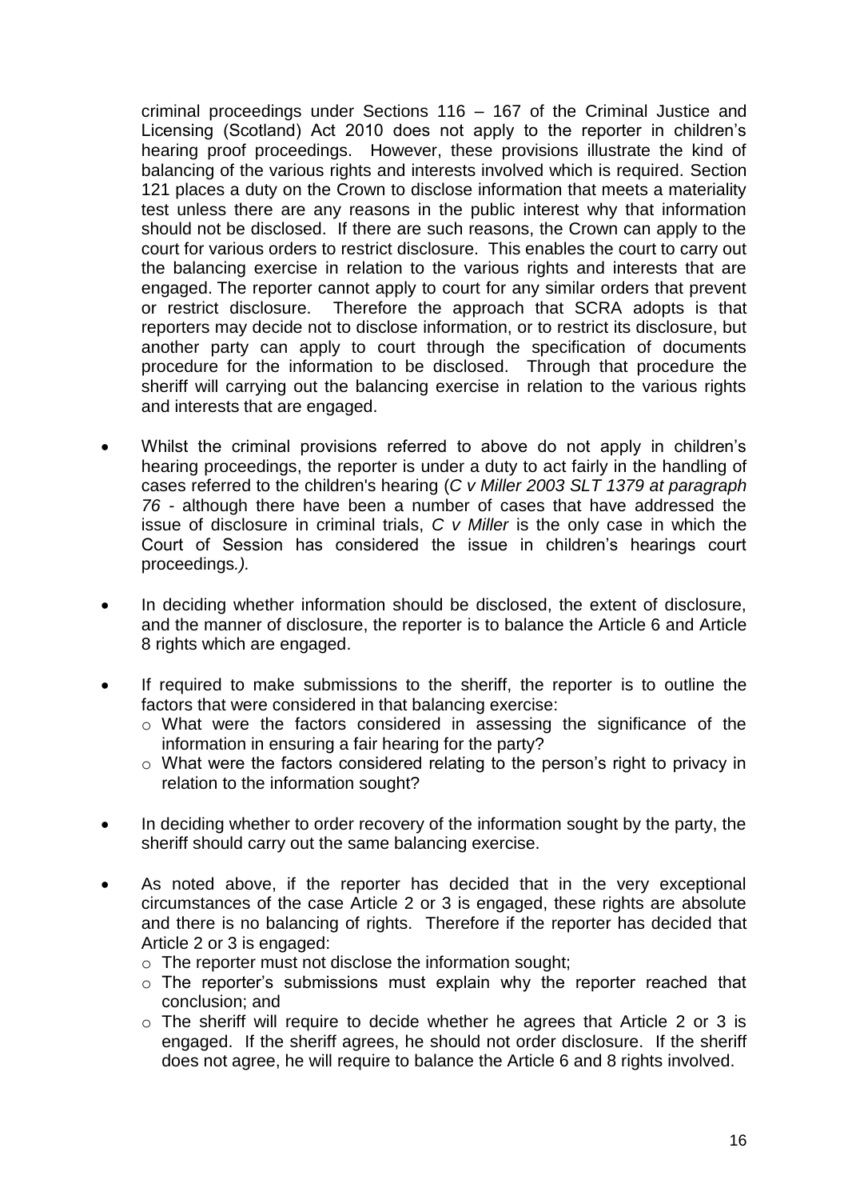criminal proceedings under Sections 116 – 167 of the Criminal Justice and Licensing (Scotland) Act 2010 does not apply to the reporter in children's hearing proof proceedings. However, these provisions illustrate the kind of balancing of the various rights and interests involved which is required. Section 121 places a duty on the Crown to disclose information that meets a materiality test unless there are any reasons in the public interest why that information should not be disclosed. If there are such reasons, the Crown can apply to the court for various orders to restrict disclosure. This enables the court to carry out the balancing exercise in relation to the various rights and interests that are engaged. The reporter cannot apply to court for any similar orders that prevent or restrict disclosure. Therefore the approach that SCRA adopts is that reporters may decide not to disclose information, or to restrict its disclosure, but another party can apply to court through the specification of documents procedure for the information to be disclosed. Through that procedure the sheriff will carrying out the balancing exercise in relation to the various rights and interests that are engaged.

- Whilst the criminal provisions referred to above do not apply in children's hearing proceedings, the reporter is under a duty to act fairly in the handling of cases referred to the children's hearing (*C v Miller 2003 SLT 1379 at paragraph 76* - although there have been a number of cases that have addressed the issue of disclosure in criminal trials, *C v Miller* is the only case in which the Court of Session has considered the issue in children's hearings court proceedings*.).*

- In deciding whether information should be disclosed, the extent of disclosure, and the manner of disclosure, the reporter is to balance the Article 6 and Article 8 rights which are engaged.

- If required to make submissions to the sheriff, the reporter is to outline the factors that were considered in that balancing exercise:
  - What were the factors considered in assessing the significance of the information in ensuring a fair hearing for the party?
  - What were the factors considered relating to the person's right to privacy in relation to the information sought?

- In deciding whether to order recovery of the information sought by the party, the sheriff should carry out the same balancing exercise.

- As noted above, if the reporter has decided that in the very exceptional circumstances of the case Article 2 or 3 is engaged, these rights are absolute and there is no balancing of rights. Therefore if the reporter has decided that Article 2 or 3 is engaged:
  - The reporter must not disclose the information sought;
  - The reporter's submissions must explain why the reporter reached that conclusion; and
  - The sheriff will require to decide whether he agrees that Article 2 or 3 is engaged. If the sheriff agrees, he should not order disclosure. If the sheriff does not agree, he will require to balance the Article 6 and 8 rights involved.